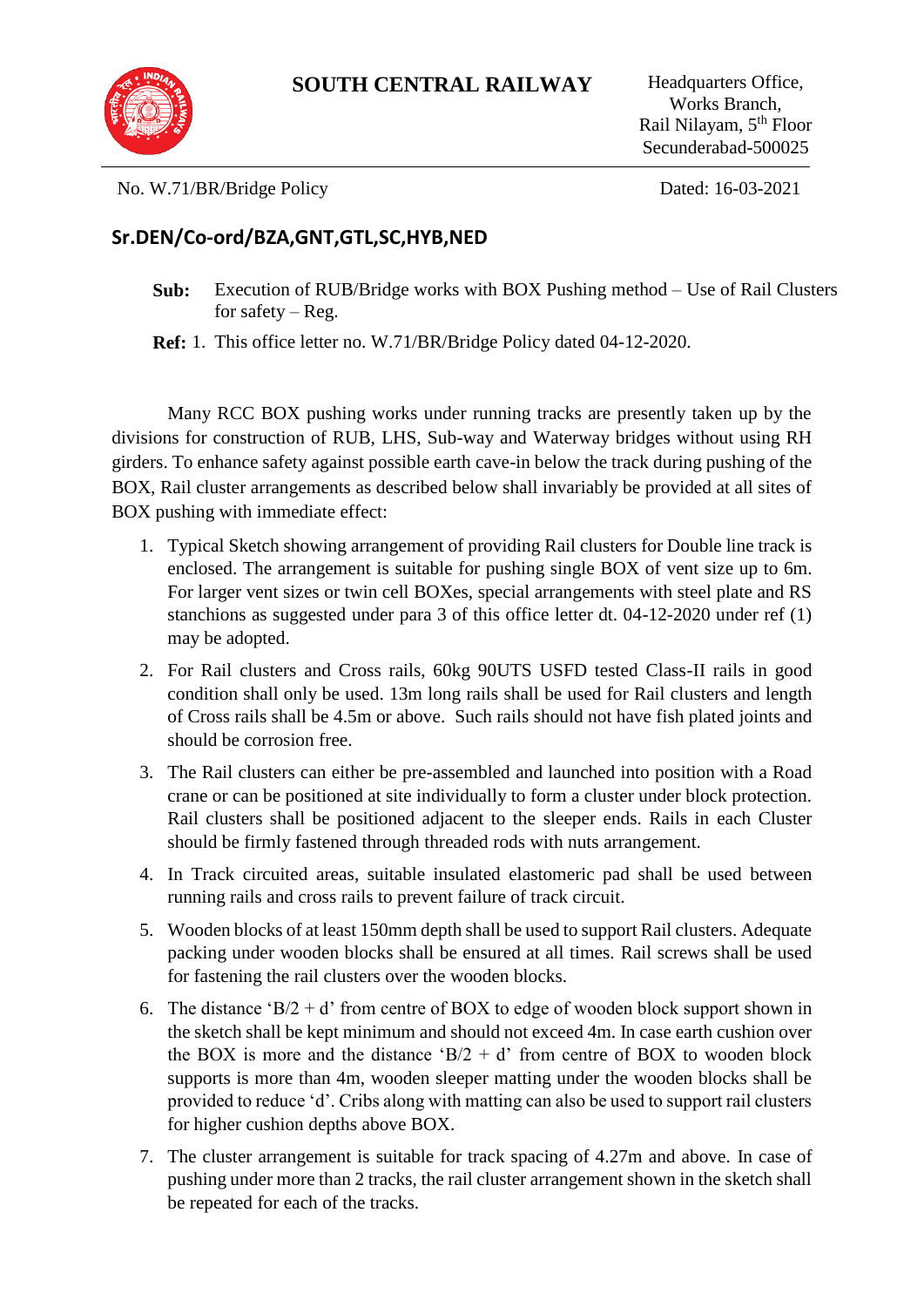# SOUTH CENTRAL RAILWAY

Headquarters Office,
Works Branch,
Rail Nilayam, 5th Floor
Secunderabad-500025

No. W.71/BR/Bridge Policy

Dated: 16-03-2021

## Sr.DEN/Co-ord/BZA,GNT,GTL,SC,HYB,NED

**Sub:** Execution of RUB/Bridge works with BOX Pushing method – Use of Rail Clusters for safety – Reg.

**Ref:** 1. This office letter no. W.71/BR/Bridge Policy dated 04-12-2020.

Many RCC BOX pushing works under running tracks are presently taken up by the divisions for construction of RUB, LHS, Sub-way and Waterway bridges without using RH girders. To enhance safety against possible earth cave-in below the track during pushing of the BOX, Rail cluster arrangements as described below shall invariably be provided at all sites of BOX pushing with immediate effect:

1. Typical Sketch showing arrangement of providing Rail clusters for Double line track is enclosed. The arrangement is suitable for pushing single BOX of vent size up to 6m. For larger vent sizes or twin cell BOXes, special arrangements with steel plate and RS stanchions as suggested under para 3 of this office letter dt. 04-12-2020 under ref (1) may be adopted.
2. For Rail clusters and Cross rails, 60kg 90UTS USFD tested Class-II rails in good condition shall only be used. 13m long rails shall be used for Rail clusters and length of Cross rails shall be 4.5m or above. Such rails should not have fish plated joints and should be corrosion free.
3. The Rail clusters can either be pre-assembled and launched into position with a Road crane or can be positioned at site individually to form a cluster under block protection. Rail clusters shall be positioned adjacent to the sleeper ends. Rails in each Cluster should be firmly fastened through threaded rods with nuts arrangement.
4. In Track circuited areas, suitable insulated elastomeric pad shall be used between running rails and cross rails to prevent failure of track circuit.
5. Wooden blocks of at least 150mm depth shall be used to support Rail clusters. Adequate packing under wooden blocks shall be ensured at all times. Rail screws shall be used for fastening the rail clusters over the wooden blocks.
6. The distance 'B/2 + d' from centre of BOX to edge of wooden block support shown in the sketch shall be kept minimum and should not exceed 4m. In case earth cushion over the BOX is more and the distance 'B/2 + d' from centre of BOX to wooden block supports is more than 4m, wooden sleeper matting under the wooden blocks shall be provided to reduce 'd'. Cribs along with matting can also be used to support rail clusters for higher cushion depths above BOX.
7. The cluster arrangement is suitable for track spacing of 4.27m and above. In case of pushing under more than 2 tracks, the rail cluster arrangement shown in the sketch shall be repeated for each of the tracks.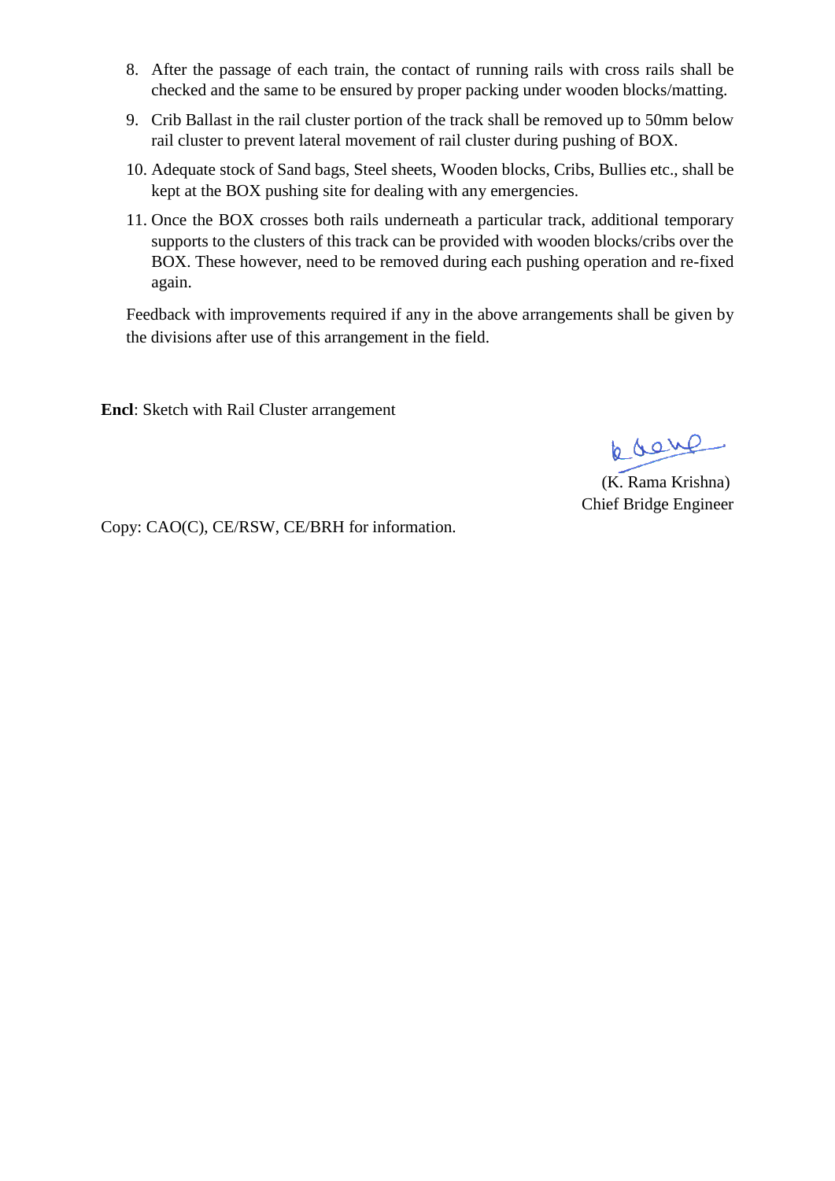8. After the passage of each train, the contact of running rails with cross rails shall be checked and the same to be ensured by proper packing under wooden blocks/matting.
9. Crib Ballast in the rail cluster portion of the track shall be removed up to 50mm below rail cluster to prevent lateral movement of rail cluster during pushing of BOX.
10. Adequate stock of Sand bags, Steel sheets, Wooden blocks, Cribs, Bullies etc., shall be kept at the BOX pushing site for dealing with any emergencies.
11. Once the BOX crosses both rails underneath a particular track, additional temporary supports to the clusters of this track can be provided with wooden blocks/cribs over the BOX. These however, need to be removed during each pushing operation and re-fixed again.

Feedback with improvements required if any in the above arrangements shall be given by the divisions after use of this arrangement in the field.

**Encl**: Sketch with Rail Cluster arrangement

(K. Rama Krishna)
Chief Bridge Engineer

Copy: CAO(C), CE/RSW, CE/BRH for information.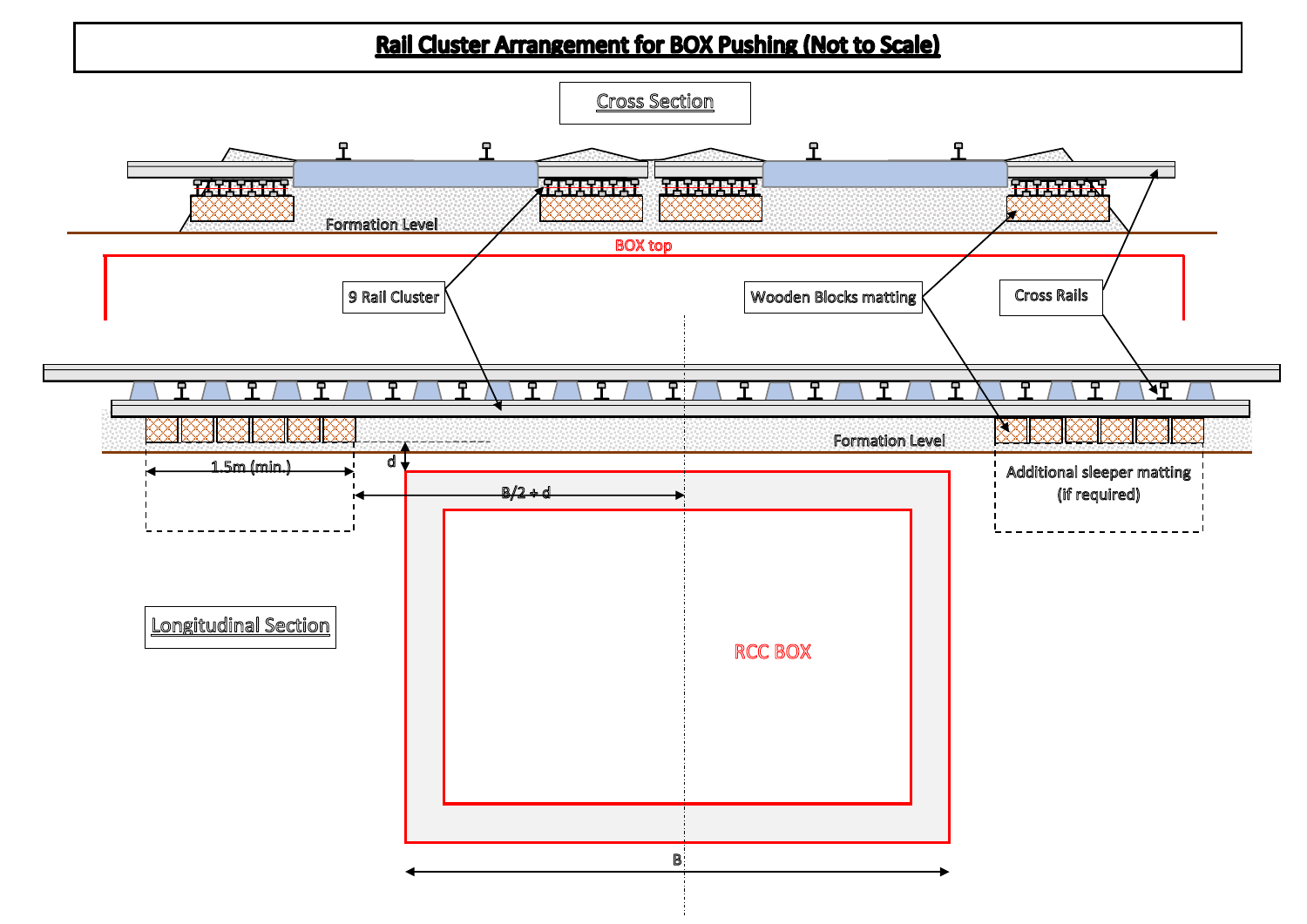# Rail Cluster Arrangement for BOX Pushing (Not to Scale)

## Cross Section

Formation Level

BOX top

9 Rail Cluster

Wooden Blocks matting

Cross Rails

Formation Level

d

1.5m (min.)

B/2 + d

Additional sleeper matting (if required)

## Longitudinal Section

RCC BOX

B